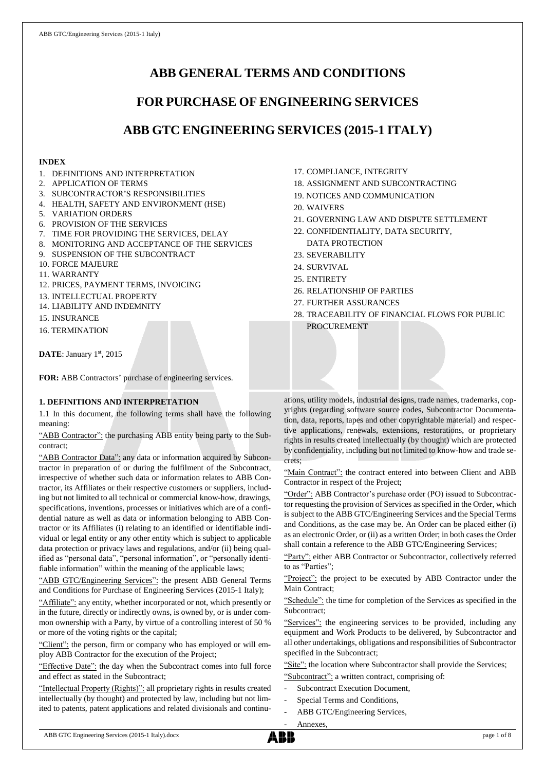# ABB GENERAL TERMS AND CONDITIONS

# FOR PURCHASE OF ENGINEERING SERVICES

# ABB GTC ENGINEERING SERVICES (2015-1 ITALY)

**INDEX**

1. DEFINITIONS AND INTERPRETATION
2. APPLICATION OF TERMS
3. SUBCONTRACTOR'S RESPONSIBILITIES
4. HEALTH, SAFETY AND ENVIRONMENT (HSE)
5. VARIATION ORDERS
6. PROVISION OF THE SERVICES
7. TIME FOR PROVIDING THE SERVICES, DELAY
8. MONITORING AND ACCEPTANCE OF THE SERVICES
9. SUSPENSION OF THE SUBCONTRACT
10. FORCE MAJEURE
11. WARRANTY
12. PRICES, PAYMENT TERMS, INVOICING
13. INTELLECTUAL PROPERTY
14. LIABILITY AND INDEMNITY
15. INSURANCE
16. TERMINATION
17. COMPLIANCE, INTEGRITY
18. ASSIGNMENT AND SUBCONTRACTING
19. NOTICES AND COMMUNICATION
20. WAIVERS
21. GOVERNING LAW AND DISPUTE SETTLEMENT
22. CONFIDENTIALITY, DATA SECURITY, DATA PROTECTION
23. SEVERABILITY
24. SURVIVAL
25. ENTIRETY
26. RELATIONSHIP OF PARTIES
27. FURTHER ASSURANCES
28. TRACEABILITY OF FINANCIAL FLOWS FOR PUBLIC PROCUREMENT

**DATE**: January 1st, 2015

**FOR:** ABB Contractors' purchase of engineering services.

## 1. DEFINITIONS AND INTERPRETATION

1.1 In this document, the following terms shall have the following meaning:

"ABB Contractor": the purchasing ABB entity being party to the Subcontract;

"ABB Contractor Data": any data or information acquired by Subcontractor in preparation of or during the fulfilment of the Subcontract, irrespective of whether such data or information relates to ABB Contractor, its Affiliates or their respective customers or suppliers, including but not limited to all technical or commercial know-how, drawings, specifications, inventions, processes or initiatives which are of a confidential nature as well as data or information belonging to ABB Contractor or its Affiliates (i) relating to an identified or identifiable individual or legal entity or any other entity which is subject to applicable data protection or privacy laws and regulations, and/or (ii) being qualified as "personal data", "personal information", or "personally identifiable information" within the meaning of the applicable laws;

"ABB GTC/Engineering Services": the present ABB General Terms and Conditions for Purchase of Engineering Services (2015-1 Italy);

"Affiliate": any entity, whether incorporated or not, which presently or in the future, directly or indirectly owns, is owned by, or is under common ownership with a Party, by virtue of a controlling interest of 50 % or more of the voting rights or the capital;

"Client": the person, firm or company who has employed or will employ ABB Contractor for the execution of the Project;

"Effective Date": the day when the Subcontract comes into full force and effect as stated in the Subcontract;

"Intellectual Property (Rights)": all proprietary rights in results created intellectually (by thought) and protected by law, including but not limited to patents, patent applications and related divisionals and continuations, utility models, industrial designs, trade names, trademarks, copyrights (regarding software source codes, Subcontractor Documentation, data, reports, tapes and other copyrightable material) and respective applications, renewals, extensions, restorations, or proprietary rights in results created intellectually (by thought) which are protected by confidentiality, including but not limited to know-how and trade secrets;

"Main Contract": the contract entered into between Client and ABB Contractor in respect of the Project;

"Order": ABB Contractor's purchase order (PO) issued to Subcontractor requesting the provision of Services as specified in the Order, which is subject to the ABB GTC/Engineering Services and the Special Terms and Conditions, as the case may be. An Order can be placed either (i) as an electronic Order, or (ii) as a written Order; in both cases the Order shall contain a reference to the ABB GTC/Engineering Services;

"Party": either ABB Contractor or Subcontractor, collectively referred to as "Parties";

"Project": the project to be executed by ABB Contractor under the Main Contract;

"Schedule": the time for completion of the Services as specified in the Subcontract;

"Services": the engineering services to be provided, including any equipment and Work Products to be delivered, by Subcontractor and all other undertakings, obligations and responsibilities of Subcontractor specified in the Subcontract;

"Site": the location where Subcontractor shall provide the Services;

"Subcontract": a written contract, comprising of:

- Subcontract Execution Document,
- Special Terms and Conditions,
- ABB GTC/Engineering Services,
- Annexes,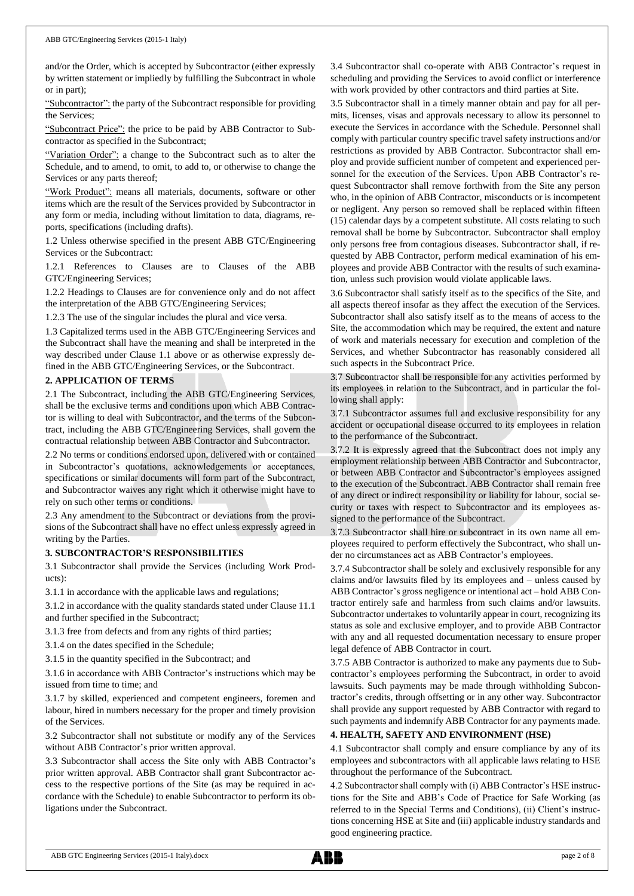and/or the Order, which is accepted by Subcontractor (either expressly by written statement or impliedly by fulfilling the Subcontract in whole or in part);

"Subcontractor": the party of the Subcontract responsible for providing the Services;

"Subcontract Price": the price to be paid by ABB Contractor to Subcontractor as specified in the Subcontract;

"Variation Order": a change to the Subcontract such as to alter the Schedule, and to amend, to omit, to add to, or otherwise to change the Services or any parts thereof;

"Work Product": means all materials, documents, software or other items which are the result of the Services provided by Subcontractor in any form or media, including without limitation to data, diagrams, reports, specifications (including drafts).

1.2 Unless otherwise specified in the present ABB GTC/Engineering Services or the Subcontract:

1.2.1 References to Clauses are to Clauses of the ABB GTC/Engineering Services;

1.2.2 Headings to Clauses are for convenience only and do not affect the interpretation of the ABB GTC/Engineering Services;

1.2.3 The use of the singular includes the plural and vice versa.

1.3 Capitalized terms used in the ABB GTC/Engineering Services and the Subcontract shall have the meaning and shall be interpreted in the way described under Clause 1.1 above or as otherwise expressly defined in the ABB GTC/Engineering Services, or the Subcontract.

**2. APPLICATION OF TERMS**

2.1 The Subcontract, including the ABB GTC/Engineering Services, shall be the exclusive terms and conditions upon which ABB Contractor is willing to deal with Subcontractor, and the terms of the Subcontract, including the ABB GTC/Engineering Services, shall govern the contractual relationship between ABB Contractor and Subcontractor.

2.2 No terms or conditions endorsed upon, delivered with or contained in Subcontractor's quotations, acknowledgements or acceptances, specifications or similar documents will form part of the Subcontract, and Subcontractor waives any right which it otherwise might have to rely on such other terms or conditions.

2.3 Any amendment to the Subcontract or deviations from the provisions of the Subcontract shall have no effect unless expressly agreed in writing by the Parties.

**3. SUBCONTRACTOR'S RESPONSIBILITIES**

3.1 Subcontractor shall provide the Services (including Work Products):

3.1.1 in accordance with the applicable laws and regulations;

3.1.2 in accordance with the quality standards stated under Clause 11.1 and further specified in the Subcontract;

3.1.3 free from defects and from any rights of third parties;

3.1.4 on the dates specified in the Schedule;

3.1.5 in the quantity specified in the Subcontract; and

3.1.6 in accordance with ABB Contractor's instructions which may be issued from time to time; and

3.1.7 by skilled, experienced and competent engineers, foremen and labour, hired in numbers necessary for the proper and timely provision of the Services.

3.2 Subcontractor shall not substitute or modify any of the Services without ABB Contractor's prior written approval.

3.3 Subcontractor shall access the Site only with ABB Contractor's prior written approval. ABB Contractor shall grant Subcontractor access to the respective portions of the Site (as may be required in accordance with the Schedule) to enable Subcontractor to perform its obligations under the Subcontract.

3.4 Subcontractor shall co-operate with ABB Contractor's request in scheduling and providing the Services to avoid conflict or interference with work provided by other contractors and third parties at Site.

3.5 Subcontractor shall in a timely manner obtain and pay for all permits, licenses, visas and approvals necessary to allow its personnel to execute the Services in accordance with the Schedule. Personnel shall comply with particular country specific travel safety instructions and/or restrictions as provided by ABB Contractor. Subcontractor shall employ and provide sufficient number of competent and experienced personnel for the execution of the Services. Upon ABB Contractor's request Subcontractor shall remove forthwith from the Site any person who, in the opinion of ABB Contractor, misconducts or is incompetent or negligent. Any person so removed shall be replaced within fifteen (15) calendar days by a competent substitute. All costs relating to such removal shall be borne by Subcontractor. Subcontractor shall employ only persons free from contagious diseases. Subcontractor shall, if requested by ABB Contractor, perform medical examination of his employees and provide ABB Contractor with the results of such examination, unless such provision would violate applicable laws.

3.6 Subcontractor shall satisfy itself as to the specifics of the Site, and all aspects thereof insofar as they affect the execution of the Services. Subcontractor shall also satisfy itself as to the means of access to the Site, the accommodation which may be required, the extent and nature of work and materials necessary for execution and completion of the Services, and whether Subcontractor has reasonably considered all such aspects in the Subcontract Price.

3.7 Subcontractor shall be responsible for any activities performed by its employees in relation to the Subcontract, and in particular the following shall apply:

3.7.1 Subcontractor assumes full and exclusive responsibility for any accident or occupational disease occurred to its employees in relation to the performance of the Subcontract.

3.7.2 It is expressly agreed that the Subcontract does not imply any employment relationship between ABB Contractor and Subcontractor, or between ABB Contractor and Subcontractor's employees assigned to the execution of the Subcontract. ABB Contractor shall remain free of any direct or indirect responsibility or liability for labour, social security or taxes with respect to Subcontractor and its employees assigned to the performance of the Subcontract.

3.7.3 Subcontractor shall hire or subcontract in its own name all employees required to perform effectively the Subcontract, who shall under no circumstances act as ABB Contractor's employees.

3.7.4 Subcontractor shall be solely and exclusively responsible for any claims and/or lawsuits filed by its employees and – unless caused by ABB Contractor's gross negligence or intentional act – hold ABB Contractor entirely safe and harmless from such claims and/or lawsuits. Subcontractor undertakes to voluntarily appear in court, recognizing its status as sole and exclusive employer, and to provide ABB Contractor with any and all requested documentation necessary to ensure proper legal defence of ABB Contractor in court.

3.7.5 ABB Contractor is authorized to make any payments due to Subcontractor's employees performing the Subcontract, in order to avoid lawsuits. Such payments may be made through withholding Subcontractor's credits, through offsetting or in any other way. Subcontractor shall provide any support requested by ABB Contractor with regard to such payments and indemnify ABB Contractor for any payments made.

**4. HEALTH, SAFETY AND ENVIRONMENT (HSE)**

4.1 Subcontractor shall comply and ensure compliance by any of its employees and subcontractors with all applicable laws relating to HSE throughout the performance of the Subcontract.

4.2 Subcontractor shall comply with (i) ABB Contractor's HSE instructions for the Site and ABB's Code of Practice for Safe Working (as referred to in the Special Terms and Conditions), (ii) Client's instructions concerning HSE at Site and (iii) applicable industry standards and good engineering practice.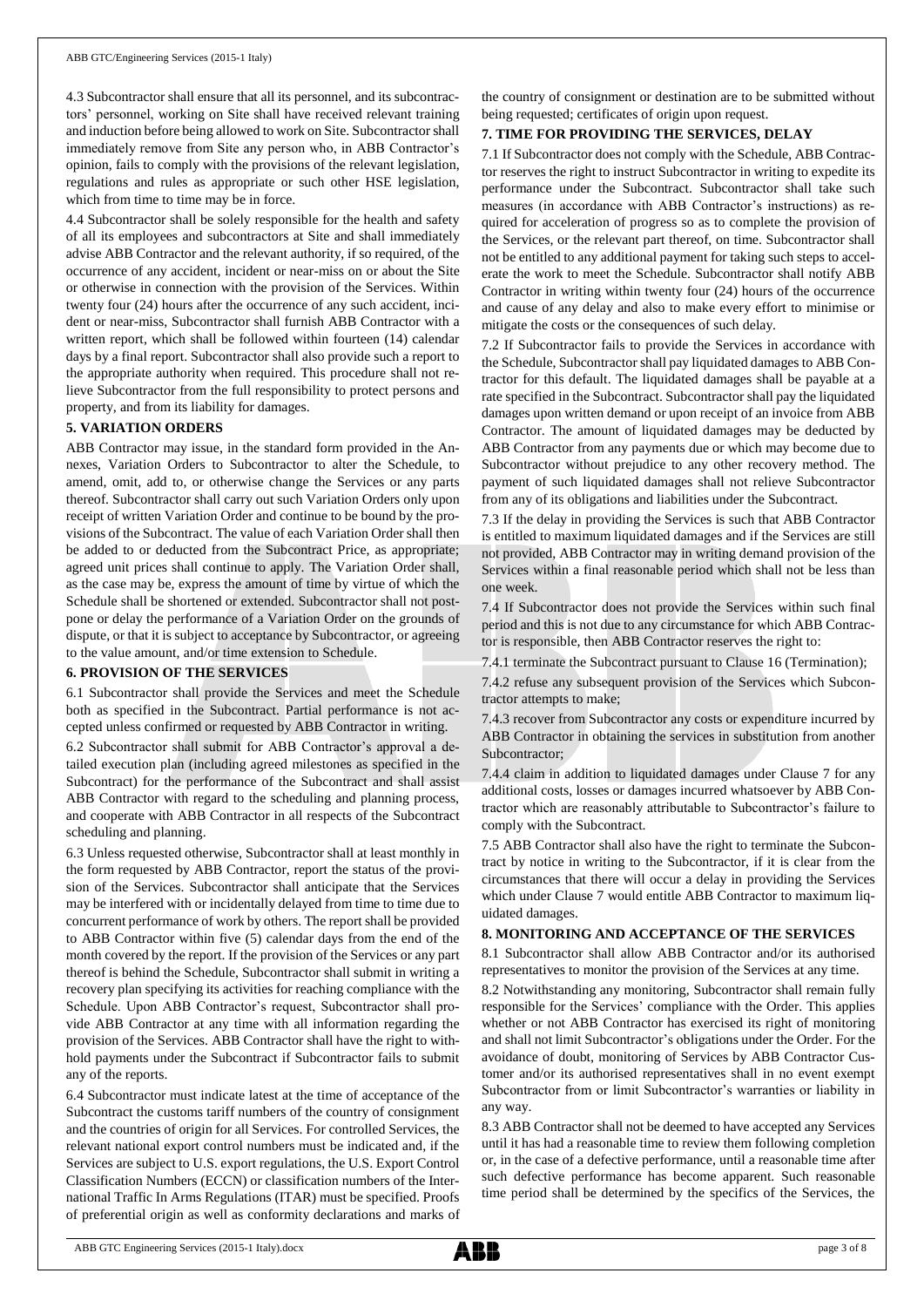4.3 Subcontractor shall ensure that all its personnel, and its subcontractors' personnel, working on Site shall have received relevant training and induction before being allowed to work on Site. Subcontractor shall immediately remove from Site any person who, in ABB Contractor's opinion, fails to comply with the provisions of the relevant legislation, regulations and rules as appropriate or such other HSE legislation, which from time to time may be in force.

4.4 Subcontractor shall be solely responsible for the health and safety of all its employees and subcontractors at Site and shall immediately advise ABB Contractor and the relevant authority, if so required, of the occurrence of any accident, incident or near-miss on or about the Site or otherwise in connection with the provision of the Services. Within twenty four (24) hours after the occurrence of any such accident, incident or near-miss, Subcontractor shall furnish ABB Contractor with a written report, which shall be followed within fourteen (14) calendar days by a final report. Subcontractor shall also provide such a report to the appropriate authority when required. This procedure shall not relieve Subcontractor from the full responsibility to protect persons and property, and from its liability for damages.

**5. VARIATION ORDERS**

ABB Contractor may issue, in the standard form provided in the Annexes, Variation Orders to Subcontractor to alter the Schedule, to amend, omit, add to, or otherwise change the Services or any parts thereof. Subcontractor shall carry out such Variation Orders only upon receipt of written Variation Order and continue to be bound by the provisions of the Subcontract. The value of each Variation Order shall then be added to or deducted from the Subcontract Price, as appropriate; agreed unit prices shall continue to apply. The Variation Order shall, as the case may be, express the amount of time by virtue of which the Schedule shall be shortened or extended. Subcontractor shall not postpone or delay the performance of a Variation Order on the grounds of dispute, or that it is subject to acceptance by Subcontractor, or agreeing to the value amount, and/or time extension to Schedule.

**6. PROVISION OF THE SERVICES**

6.1 Subcontractor shall provide the Services and meet the Schedule both as specified in the Subcontract. Partial performance is not accepted unless confirmed or requested by ABB Contractor in writing.

6.2 Subcontractor shall submit for ABB Contractor's approval a detailed execution plan (including agreed milestones as specified in the Subcontract) for the performance of the Subcontract and shall assist ABB Contractor with regard to the scheduling and planning process, and cooperate with ABB Contractor in all respects of the Subcontract scheduling and planning.

6.3 Unless requested otherwise, Subcontractor shall at least monthly in the form requested by ABB Contractor, report the status of the provision of the Services. Subcontractor shall anticipate that the Services may be interfered with or incidentally delayed from time to time due to concurrent performance of work by others. The report shall be provided to ABB Contractor within five (5) calendar days from the end of the month covered by the report. If the provision of the Services or any part thereof is behind the Schedule, Subcontractor shall submit in writing a recovery plan specifying its activities for reaching compliance with the Schedule. Upon ABB Contractor's request, Subcontractor shall provide ABB Contractor at any time with all information regarding the provision of the Services. ABB Contractor shall have the right to withhold payments under the Subcontract if Subcontractor fails to submit any of the reports.

6.4 Subcontractor must indicate latest at the time of acceptance of the Subcontract the customs tariff numbers of the country of consignment and the countries of origin for all Services. For controlled Services, the relevant national export control numbers must be indicated and, if the Services are subject to U.S. export regulations, the U.S. Export Control Classification Numbers (ECCN) or classification numbers of the International Traffic In Arms Regulations (ITAR) must be specified. Proofs of preferential origin as well as conformity declarations and marks of the country of consignment or destination are to be submitted without being requested; certificates of origin upon request.

**7. TIME FOR PROVIDING THE SERVICES, DELAY**

7.1 If Subcontractor does not comply with the Schedule, ABB Contractor reserves the right to instruct Subcontractor in writing to expedite its performance under the Subcontract. Subcontractor shall take such measures (in accordance with ABB Contractor's instructions) as required for acceleration of progress so as to complete the provision of the Services, or the relevant part thereof, on time. Subcontractor shall not be entitled to any additional payment for taking such steps to accelerate the work to meet the Schedule. Subcontractor shall notify ABB Contractor in writing within twenty four (24) hours of the occurrence and cause of any delay and also to make every effort to minimise or mitigate the costs or the consequences of such delay.

7.2 If Subcontractor fails to provide the Services in accordance with the Schedule, Subcontractor shall pay liquidated damages to ABB Contractor for this default. The liquidated damages shall be payable at a rate specified in the Subcontract. Subcontractor shall pay the liquidated damages upon written demand or upon receipt of an invoice from ABB Contractor. The amount of liquidated damages may be deducted by ABB Contractor from any payments due or which may become due to Subcontractor without prejudice to any other recovery method. The payment of such liquidated damages shall not relieve Subcontractor from any of its obligations and liabilities under the Subcontract.

7.3 If the delay in providing the Services is such that ABB Contractor is entitled to maximum liquidated damages and if the Services are still not provided, ABB Contractor may in writing demand provision of the Services within a final reasonable period which shall not be less than one week.

7.4 If Subcontractor does not provide the Services within such final period and this is not due to any circumstance for which ABB Contractor is responsible, then ABB Contractor reserves the right to:

7.4.1 terminate the Subcontract pursuant to Clause 16 (Termination);

7.4.2 refuse any subsequent provision of the Services which Subcontractor attempts to make;

7.4.3 recover from Subcontractor any costs or expenditure incurred by ABB Contractor in obtaining the services in substitution from another Subcontractor;

7.4.4 claim in addition to liquidated damages under Clause 7 for any additional costs, losses or damages incurred whatsoever by ABB Contractor which are reasonably attributable to Subcontractor's failure to comply with the Subcontract.

7.5 ABB Contractor shall also have the right to terminate the Subcontract by notice in writing to the Subcontractor, if it is clear from the circumstances that there will occur a delay in providing the Services which under Clause 7 would entitle ABB Contractor to maximum liquidated damages.

**8. MONITORING AND ACCEPTANCE OF THE SERVICES**

8.1 Subcontractor shall allow ABB Contractor and/or its authorised representatives to monitor the provision of the Services at any time.

8.2 Notwithstanding any monitoring, Subcontractor shall remain fully responsible for the Services' compliance with the Order. This applies whether or not ABB Contractor has exercised its right of monitoring and shall not limit Subcontractor's obligations under the Order. For the avoidance of doubt, monitoring of Services by ABB Contractor Customer and/or its authorised representatives shall in no event exempt Subcontractor from or limit Subcontractor's warranties or liability in any way.

8.3 ABB Contractor shall not be deemed to have accepted any Services until it has had a reasonable time to review them following completion or, in the case of a defective performance, until a reasonable time after such defective performance has become apparent. Such reasonable time period shall be determined by the specifics of the Services, the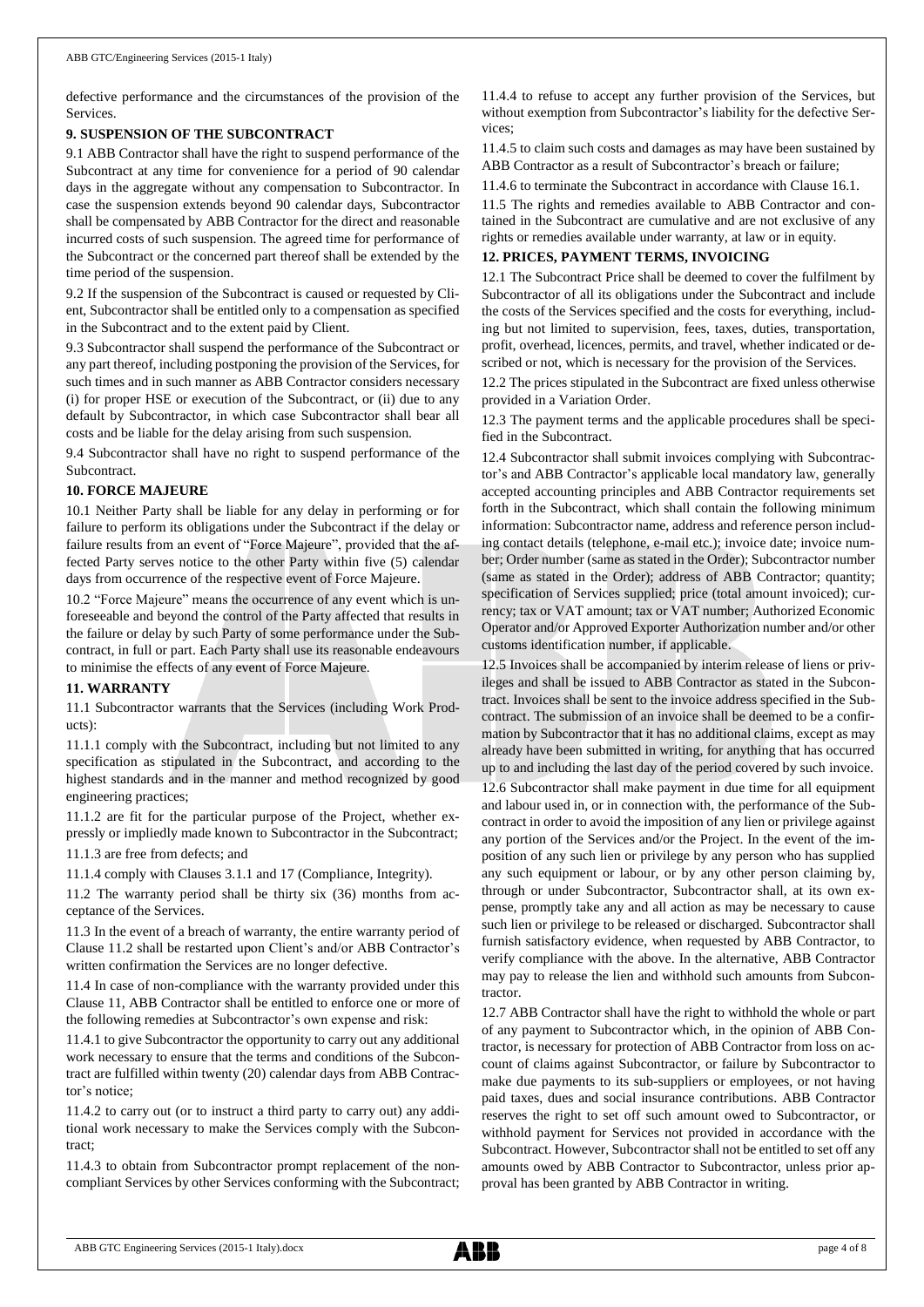defective performance and the circumstances of the provision of the Services.

**9. SUSPENSION OF THE SUBCONTRACT**

9.1 ABB Contractor shall have the right to suspend performance of the Subcontract at any time for convenience for a period of 90 calendar days in the aggregate without any compensation to Subcontractor. In case the suspension extends beyond 90 calendar days, Subcontractor shall be compensated by ABB Contractor for the direct and reasonable incurred costs of such suspension. The agreed time for performance of the Subcontract or the concerned part thereof shall be extended by the time period of the suspension.

9.2 If the suspension of the Subcontract is caused or requested by Client, Subcontractor shall be entitled only to a compensation as specified in the Subcontract and to the extent paid by Client.

9.3 Subcontractor shall suspend the performance of the Subcontract or any part thereof, including postponing the provision of the Services, for such times and in such manner as ABB Contractor considers necessary (i) for proper HSE or execution of the Subcontract, or (ii) due to any default by Subcontractor, in which case Subcontractor shall bear all costs and be liable for the delay arising from such suspension.

9.4 Subcontractor shall have no right to suspend performance of the Subcontract.

**10. FORCE MAJEURE**

10.1 Neither Party shall be liable for any delay in performing or for failure to perform its obligations under the Subcontract if the delay or failure results from an event of "Force Majeure", provided that the affected Party serves notice to the other Party within five (5) calendar days from occurrence of the respective event of Force Majeure.

10.2 "Force Majeure" means the occurrence of any event which is unforeseeable and beyond the control of the Party affected that results in the failure or delay by such Party of some performance under the Subcontract, in full or part. Each Party shall use its reasonable endeavours to minimise the effects of any event of Force Majeure.

**11. WARRANTY**

11.1 Subcontractor warrants that the Services (including Work Products):

11.1.1 comply with the Subcontract, including but not limited to any specification as stipulated in the Subcontract, and according to the highest standards and in the manner and method recognized by good engineering practices;

11.1.2 are fit for the particular purpose of the Project, whether expressly or impliedly made known to Subcontractor in the Subcontract;

11.1.3 are free from defects; and

11.1.4 comply with Clauses 3.1.1 and 17 (Compliance, Integrity).

11.2 The warranty period shall be thirty six (36) months from acceptance of the Services.

11.3 In the event of a breach of warranty, the entire warranty period of Clause 11.2 shall be restarted upon Client's and/or ABB Contractor's written confirmation the Services are no longer defective.

11.4 In case of non-compliance with the warranty provided under this Clause 11, ABB Contractor shall be entitled to enforce one or more of the following remedies at Subcontractor's own expense and risk:

11.4.1 to give Subcontractor the opportunity to carry out any additional work necessary to ensure that the terms and conditions of the Subcontract are fulfilled within twenty (20) calendar days from ABB Contractor's notice;

11.4.2 to carry out (or to instruct a third party to carry out) any additional work necessary to make the Services comply with the Subcontract;

11.4.3 to obtain from Subcontractor prompt replacement of the non-compliant Services by other Services conforming with the Subcontract;

11.4.4 to refuse to accept any further provision of the Services, but without exemption from Subcontractor's liability for the defective Services;

11.4.5 to claim such costs and damages as may have been sustained by ABB Contractor as a result of Subcontractor's breach or failure;

11.4.6 to terminate the Subcontract in accordance with Clause 16.1.

11.5 The rights and remedies available to ABB Contractor and contained in the Subcontract are cumulative and are not exclusive of any rights or remedies available under warranty, at law or in equity.

**12. PRICES, PAYMENT TERMS, INVOICING**

12.1 The Subcontract Price shall be deemed to cover the fulfilment by Subcontractor of all its obligations under the Subcontract and include the costs of the Services specified and the costs for everything, including but not limited to supervision, fees, taxes, duties, transportation, profit, overhead, licences, permits, and travel, whether indicated or described or not, which is necessary for the provision of the Services.

12.2 The prices stipulated in the Subcontract are fixed unless otherwise provided in a Variation Order.

12.3 The payment terms and the applicable procedures shall be specified in the Subcontract.

12.4 Subcontractor shall submit invoices complying with Subcontractor's and ABB Contractor's applicable local mandatory law, generally accepted accounting principles and ABB Contractor requirements set forth in the Subcontract, which shall contain the following minimum information: Subcontractor name, address and reference person including contact details (telephone, e-mail etc.); invoice date; invoice number; Order number (same as stated in the Order); Subcontractor number (same as stated in the Order); address of ABB Contractor; quantity; specification of Services supplied; price (total amount invoiced); currency; tax or VAT amount; tax or VAT number; Authorized Economic Operator and/or Approved Exporter Authorization number and/or other customs identification number, if applicable.

12.5 Invoices shall be accompanied by interim release of liens or privileges and shall be issued to ABB Contractor as stated in the Subcontract. Invoices shall be sent to the invoice address specified in the Subcontract. The submission of an invoice shall be deemed to be a confirmation by Subcontractor that it has no additional claims, except as may already have been submitted in writing, for anything that has occurred up to and including the last day of the period covered by such invoice.

12.6 Subcontractor shall make payment in due time for all equipment and labour used in, or in connection with, the performance of the Subcontract in order to avoid the imposition of any lien or privilege against any portion of the Services and/or the Project. In the event of the imposition of any such lien or privilege by any person who has supplied any such equipment or labour, or by any other person claiming by, through or under Subcontractor, Subcontractor shall, at its own expense, promptly take any and all action as may be necessary to cause such lien or privilege to be released or discharged. Subcontractor shall furnish satisfactory evidence, when requested by ABB Contractor, to verify compliance with the above. In the alternative, ABB Contractor may pay to release the lien and withhold such amounts from Subcontractor.

12.7 ABB Contractor shall have the right to withhold the whole or part of any payment to Subcontractor which, in the opinion of ABB Contractor, is necessary for protection of ABB Contractor from loss on account of claims against Subcontractor, or failure by Subcontractor to make due payments to its sub-suppliers or employees, or not having paid taxes, dues and social insurance contributions. ABB Contractor reserves the right to set off such amount owed to Subcontractor, or withhold payment for Services not provided in accordance with the Subcontract. However, Subcontractor shall not be entitled to set off any amounts owed by ABB Contractor to Subcontractor, unless prior approval has been granted by ABB Contractor in writing.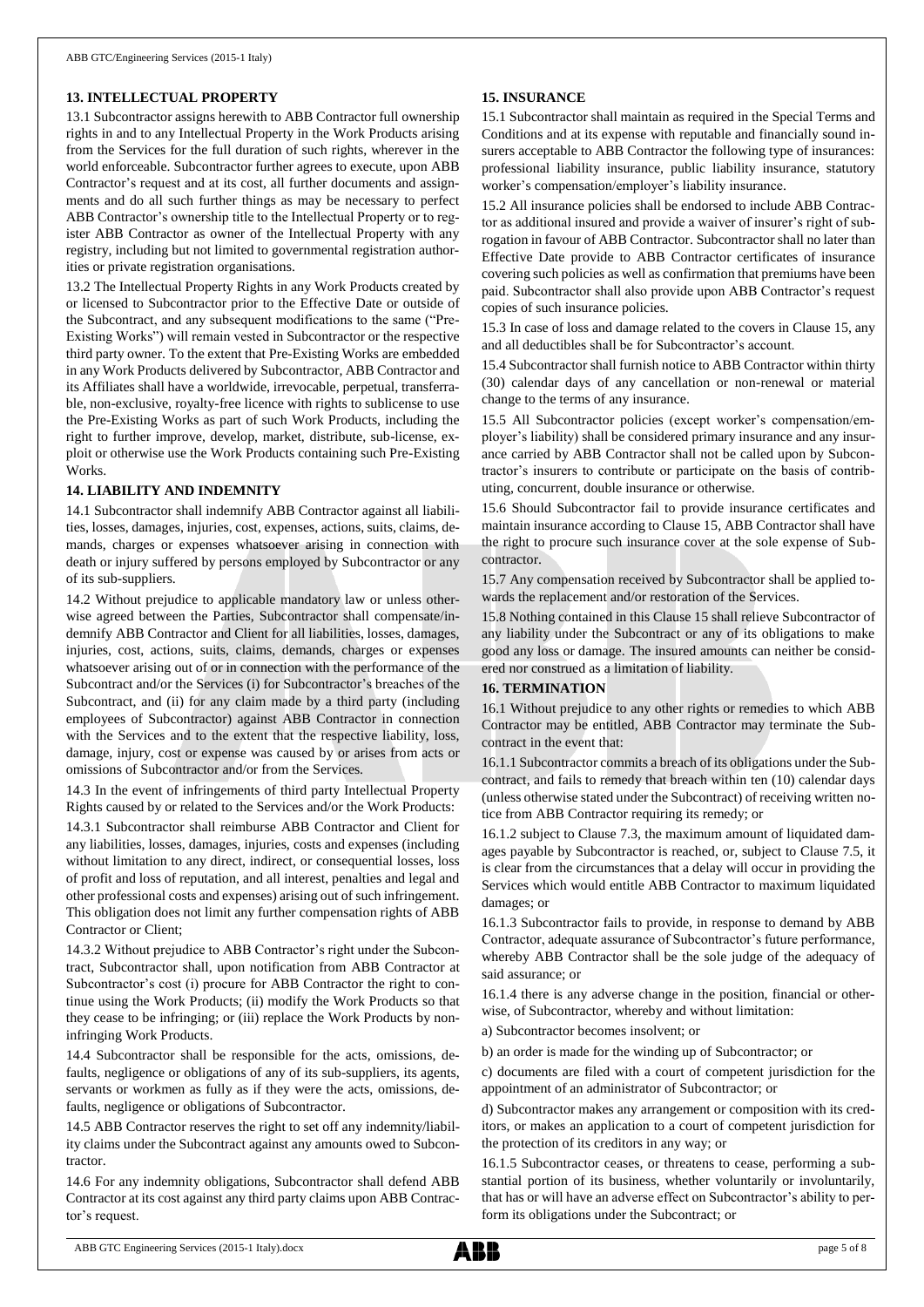## 13. INTELLECTUAL PROPERTY

13.1 Subcontractor assigns herewith to ABB Contractor full ownership rights in and to any Intellectual Property in the Work Products arising from the Services for the full duration of such rights, wherever in the world enforceable. Subcontractor further agrees to execute, upon ABB Contractor's request and at its cost, all further documents and assignments and do all such further things as may be necessary to perfect ABB Contractor's ownership title to the Intellectual Property or to register ABB Contractor as owner of the Intellectual Property with any registry, including but not limited to governmental registration authorities or private registration organisations.

13.2 The Intellectual Property Rights in any Work Products created by or licensed to Subcontractor prior to the Effective Date or outside of the Subcontract, and any subsequent modifications to the same ("Pre-Existing Works") will remain vested in Subcontractor or the respective third party owner. To the extent that Pre-Existing Works are embedded in any Work Products delivered by Subcontractor, ABB Contractor and its Affiliates shall have a worldwide, irrevocable, perpetual, transferrable, non-exclusive, royalty-free licence with rights to sublicense to use the Pre-Existing Works as part of such Work Products, including the right to further improve, develop, market, distribute, sub-license, exploit or otherwise use the Work Products containing such Pre-Existing Works.

## 14. LIABILITY AND INDEMNITY

14.1 Subcontractor shall indemnify ABB Contractor against all liabilities, losses, damages, injuries, cost, expenses, actions, suits, claims, demands, charges or expenses whatsoever arising in connection with death or injury suffered by persons employed by Subcontractor or any of its sub-suppliers.

14.2 Without prejudice to applicable mandatory law or unless otherwise agreed between the Parties, Subcontractor shall compensate/indemnify ABB Contractor and Client for all liabilities, losses, damages, injuries, cost, actions, suits, claims, demands, charges or expenses whatsoever arising out of or in connection with the performance of the Subcontract and/or the Services (i) for Subcontractor's breaches of the Subcontract, and (ii) for any claim made by a third party (including employees of Subcontractor) against ABB Contractor in connection with the Services and to the extent that the respective liability, loss, damage, injury, cost or expense was caused by or arises from acts or omissions of Subcontractor and/or from the Services.

14.3 In the event of infringements of third party Intellectual Property Rights caused by or related to the Services and/or the Work Products:

14.3.1 Subcontractor shall reimburse ABB Contractor and Client for any liabilities, losses, damages, injuries, costs and expenses (including without limitation to any direct, indirect, or consequential losses, loss of profit and loss of reputation, and all interest, penalties and legal and other professional costs and expenses) arising out of such infringement. This obligation does not limit any further compensation rights of ABB Contractor or Client;

14.3.2 Without prejudice to ABB Contractor's right under the Subcontract, Subcontractor shall, upon notification from ABB Contractor at Subcontractor's cost (i) procure for ABB Contractor the right to continue using the Work Products; (ii) modify the Work Products so that they cease to be infringing; or (iii) replace the Work Products by non-infringing Work Products.

14.4 Subcontractor shall be responsible for the acts, omissions, defaults, negligence or obligations of any of its sub-suppliers, its agents, servants or workmen as fully as if they were the acts, omissions, defaults, negligence or obligations of Subcontractor.

14.5 ABB Contractor reserves the right to set off any indemnity/liability claims under the Subcontract against any amounts owed to Subcontractor.

14.6 For any indemnity obligations, Subcontractor shall defend ABB Contractor at its cost against any third party claims upon ABB Contractor's request.

## 15. INSURANCE

15.1 Subcontractor shall maintain as required in the Special Terms and Conditions and at its expense with reputable and financially sound insurers acceptable to ABB Contractor the following type of insurances: professional liability insurance, public liability insurance, statutory worker's compensation/employer's liability insurance.

15.2 All insurance policies shall be endorsed to include ABB Contractor as additional insured and provide a waiver of insurer's right of subrogation in favour of ABB Contractor. Subcontractor shall no later than Effective Date provide to ABB Contractor certificates of insurance covering such policies as well as confirmation that premiums have been paid. Subcontractor shall also provide upon ABB Contractor's request copies of such insurance policies.

15.3 In case of loss and damage related to the covers in Clause 15, any and all deductibles shall be for Subcontractor's account.

15.4 Subcontractor shall furnish notice to ABB Contractor within thirty (30) calendar days of any cancellation or non-renewal or material change to the terms of any insurance.

15.5 All Subcontractor policies (except worker's compensation/employer's liability) shall be considered primary insurance and any insurance carried by ABB Contractor shall not be called upon by Subcontractor's insurers to contribute or participate on the basis of contributing, concurrent, double insurance or otherwise.

15.6 Should Subcontractor fail to provide insurance certificates and maintain insurance according to Clause 15, ABB Contractor shall have the right to procure such insurance cover at the sole expense of Subcontractor.

15.7 Any compensation received by Subcontractor shall be applied towards the replacement and/or restoration of the Services.

15.8 Nothing contained in this Clause 15 shall relieve Subcontractor of any liability under the Subcontract or any of its obligations to make good any loss or damage. The insured amounts can neither be considered nor construed as a limitation of liability.

## 16. TERMINATION

16.1 Without prejudice to any other rights or remedies to which ABB Contractor may be entitled, ABB Contractor may terminate the Subcontract in the event that:

16.1.1 Subcontractor commits a breach of its obligations under the Subcontract, and fails to remedy that breach within ten (10) calendar days (unless otherwise stated under the Subcontract) of receiving written notice from ABB Contractor requiring its remedy; or

16.1.2 subject to Clause 7.3, the maximum amount of liquidated damages payable by Subcontractor is reached, or, subject to Clause 7.5, it is clear from the circumstances that a delay will occur in providing the Services which would entitle ABB Contractor to maximum liquidated damages; or

16.1.3 Subcontractor fails to provide, in response to demand by ABB Contractor, adequate assurance of Subcontractor's future performance, whereby ABB Contractor shall be the sole judge of the adequacy of said assurance; or

16.1.4 there is any adverse change in the position, financial or otherwise, of Subcontractor, whereby and without limitation:

a) Subcontractor becomes insolvent; or

b) an order is made for the winding up of Subcontractor; or

c) documents are filed with a court of competent jurisdiction for the appointment of an administrator of Subcontractor; or

d) Subcontractor makes any arrangement or composition with its creditors, or makes an application to a court of competent jurisdiction for the protection of its creditors in any way; or

16.1.5 Subcontractor ceases, or threatens to cease, performing a substantial portion of its business, whether voluntarily or involuntarily, that has or will have an adverse effect on Subcontractor's ability to perform its obligations under the Subcontract; or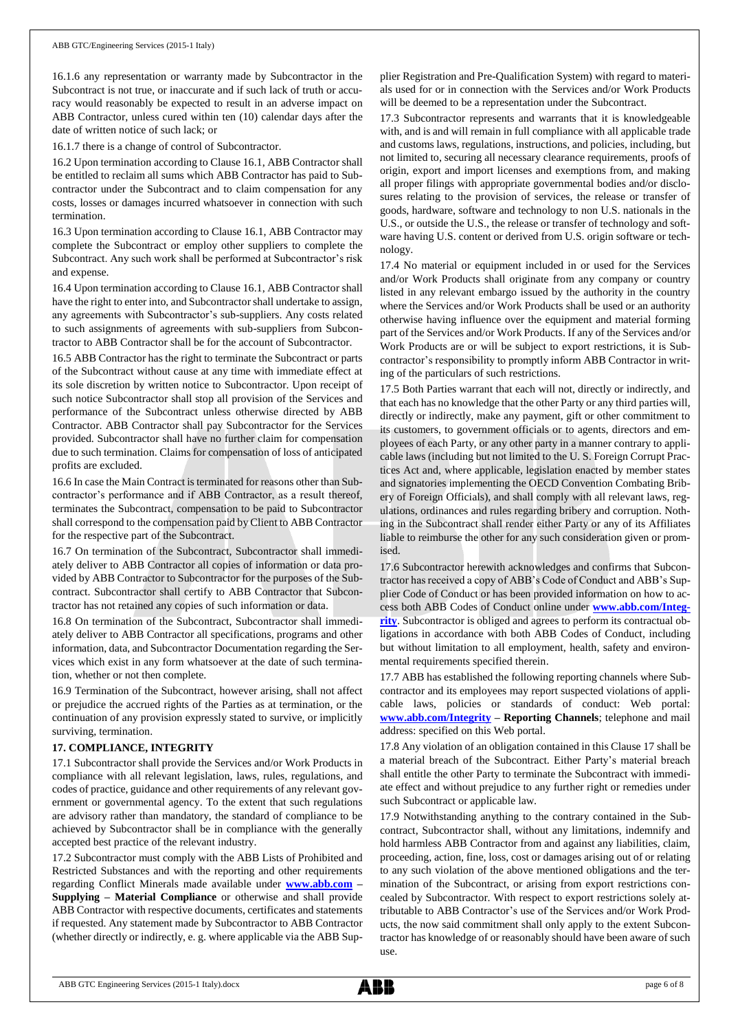16.1.6 any representation or warranty made by Subcontractor in the Subcontract is not true, or inaccurate and if such lack of truth or accuracy would reasonably be expected to result in an adverse impact on ABB Contractor, unless cured within ten (10) calendar days after the date of written notice of such lack; or

16.1.7 there is a change of control of Subcontractor.

16.2 Upon termination according to Clause 16.1, ABB Contractor shall be entitled to reclaim all sums which ABB Contractor has paid to Subcontractor under the Subcontract and to claim compensation for any costs, losses or damages incurred whatsoever in connection with such termination.

16.3 Upon termination according to Clause 16.1, ABB Contractor may complete the Subcontract or employ other suppliers to complete the Subcontract. Any such work shall be performed at Subcontractor's risk and expense.

16.4 Upon termination according to Clause 16.1, ABB Contractor shall have the right to enter into, and Subcontractor shall undertake to assign, any agreements with Subcontractor's sub-suppliers. Any costs related to such assignments of agreements with sub-suppliers from Subcontractor to ABB Contractor shall be for the account of Subcontractor.

16.5 ABB Contractor has the right to terminate the Subcontract or parts of the Subcontract without cause at any time with immediate effect at its sole discretion by written notice to Subcontractor. Upon receipt of such notice Subcontractor shall stop all provision of the Services and performance of the Subcontract unless otherwise directed by ABB Contractor. ABB Contractor shall pay Subcontractor for the Services provided. Subcontractor shall have no further claim for compensation due to such termination. Claims for compensation of loss of anticipated profits are excluded.

16.6 In case the Main Contract is terminated for reasons other than Subcontractor's performance and if ABB Contractor, as a result thereof, terminates the Subcontract, compensation to be paid to Subcontractor shall correspond to the compensation paid by Client to ABB Contractor for the respective part of the Subcontract.

16.7 On termination of the Subcontract, Subcontractor shall immediately deliver to ABB Contractor all copies of information or data provided by ABB Contractor to Subcontractor for the purposes of the Subcontract. Subcontractor shall certify to ABB Contractor that Subcontractor has not retained any copies of such information or data.

16.8 On termination of the Subcontract, Subcontractor shall immediately deliver to ABB Contractor all specifications, programs and other information, data, and Subcontractor Documentation regarding the Services which exist in any form whatsoever at the date of such termination, whether or not then complete.

16.9 Termination of the Subcontract, however arising, shall not affect or prejudice the accrued rights of the Parties as at termination, or the continuation of any provision expressly stated to survive, or implicitly surviving, termination.

### 17. COMPLIANCE, INTEGRITY

17.1 Subcontractor shall provide the Services and/or Work Products in compliance with all relevant legislation, laws, rules, regulations, and codes of practice, guidance and other requirements of any relevant government or governmental agency. To the extent that such regulations are advisory rather than mandatory, the standard of compliance to be achieved by Subcontractor shall be in compliance with the generally accepted best practice of the relevant industry.

17.2 Subcontractor must comply with the ABB Lists of Prohibited and Restricted Substances and with the reporting and other requirements regarding Conflict Minerals made available under **www.abb.com – Supplying – Material Compliance** or otherwise and shall provide ABB Contractor with respective documents, certificates and statements if requested. Any statement made by Subcontractor to ABB Contractor (whether directly or indirectly, e. g. where applicable via the ABB Supplier Registration and Pre-Qualification System) with regard to materials used for or in connection with the Services and/or Work Products will be deemed to be a representation under the Subcontract.

17.3 Subcontractor represents and warrants that it is knowledgeable with, and is and will remain in full compliance with all applicable trade and customs laws, regulations, instructions, and policies, including, but not limited to, securing all necessary clearance requirements, proofs of origin, export and import licenses and exemptions from, and making all proper filings with appropriate governmental bodies and/or disclosures relating to the provision of services, the release or transfer of goods, hardware, software and technology to non U.S. nationals in the U.S., or outside the U.S., the release or transfer of technology and software having U.S. content or derived from U.S. origin software or technology.

17.4 No material or equipment included in or used for the Services and/or Work Products shall originate from any company or country listed in any relevant embargo issued by the authority in the country where the Services and/or Work Products shall be used or an authority otherwise having influence over the equipment and material forming part of the Services and/or Work Products. If any of the Services and/or Work Products are or will be subject to export restrictions, it is Subcontractor's responsibility to promptly inform ABB Contractor in writing of the particulars of such restrictions.

17.5 Both Parties warrant that each will not, directly or indirectly, and that each has no knowledge that the other Party or any third parties will, directly or indirectly, make any payment, gift or other commitment to its customers, to government officials or to agents, directors and employees of each Party, or any other party in a manner contrary to applicable laws (including but not limited to the U. S. Foreign Corrupt Practices Act and, where applicable, legislation enacted by member states and signatories implementing the OECD Convention Combating Bribery of Foreign Officials), and shall comply with all relevant laws, regulations, ordinances and rules regarding bribery and corruption. Nothing in the Subcontract shall render either Party or any of its Affiliates liable to reimburse the other for any such consideration given or promised.

17.6 Subcontractor herewith acknowledges and confirms that Subcontractor has received a copy of ABB's Code of Conduct and ABB's Supplier Code of Conduct or has been provided information on how to access both ABB Codes of Conduct online under **www.abb.com/Integrity**. Subcontractor is obliged and agrees to perform its contractual obligations in accordance with both ABB Codes of Conduct, including but without limitation to all employment, health, safety and environmental requirements specified therein.

17.7 ABB has established the following reporting channels where Subcontractor and its employees may report suspected violations of applicable laws, policies or standards of conduct: Web portal: **www.abb.com/Integrity – Reporting Channels**; telephone and mail address: specified on this Web portal.

17.8 Any violation of an obligation contained in this Clause 17 shall be a material breach of the Subcontract. Either Party's material breach shall entitle the other Party to terminate the Subcontract with immediate effect and without prejudice to any further right or remedies under such Subcontract or applicable law.

17.9 Notwithstanding anything to the contrary contained in the Subcontract, Subcontractor shall, without any limitations, indemnify and hold harmless ABB Contractor from and against any liabilities, claim, proceeding, action, fine, loss, cost or damages arising out of or relating to any such violation of the above mentioned obligations and the termination of the Subcontract, or arising from export restrictions concealed by Subcontractor. With respect to export restrictions solely attributable to ABB Contractor's use of the Services and/or Work Products, the now said commitment shall only apply to the extent Subcontractor has knowledge of or reasonably should have been aware of such use.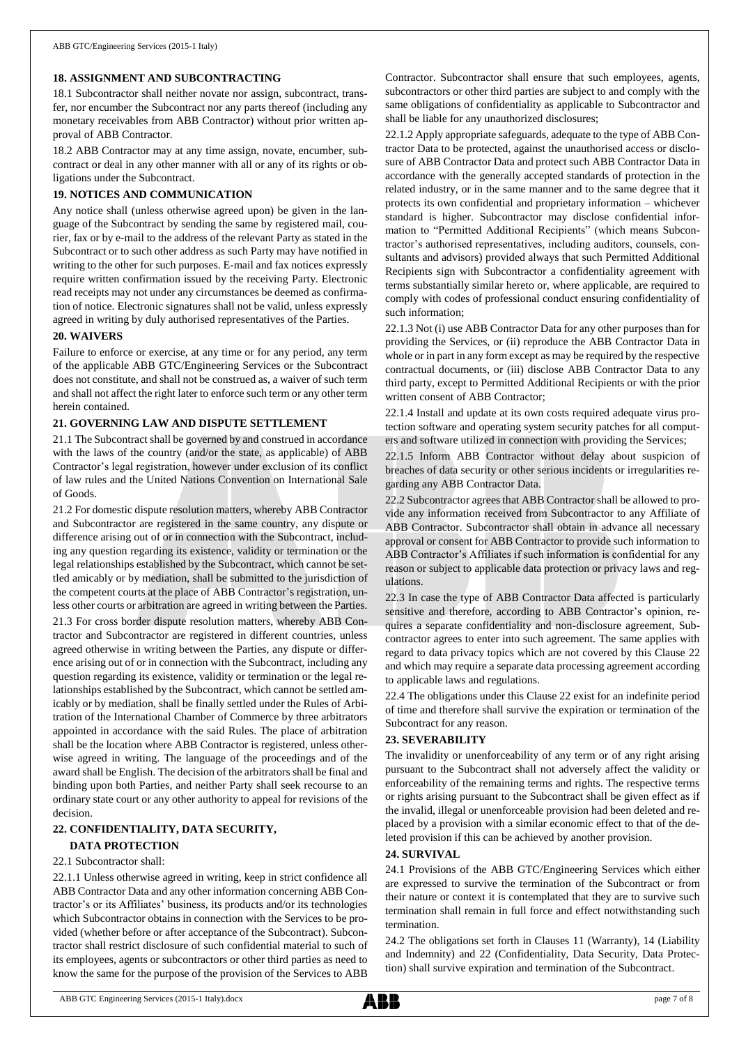## 18. ASSIGNMENT AND SUBCONTRACTING

18.1 Subcontractor shall neither novate nor assign, subcontract, transfer, nor encumber the Subcontract nor any parts thereof (including any monetary receivables from ABB Contractor) without prior written approval of ABB Contractor.

18.2 ABB Contractor may at any time assign, novate, encumber, subcontract or deal in any other manner with all or any of its rights or obligations under the Subcontract.

## 19. NOTICES AND COMMUNICATION

Any notice shall (unless otherwise agreed upon) be given in the language of the Subcontract by sending the same by registered mail, courier, fax or by e-mail to the address of the relevant Party as stated in the Subcontract or to such other address as such Party may have notified in writing to the other for such purposes. E-mail and fax notices expressly require written confirmation issued by the receiving Party. Electronic read receipts may not under any circumstances be deemed as confirmation of notice. Electronic signatures shall not be valid, unless expressly agreed in writing by duly authorised representatives of the Parties.

## 20. WAIVERS

Failure to enforce or exercise, at any time or for any period, any term of the applicable ABB GTC/Engineering Services or the Subcontract does not constitute, and shall not be construed as, a waiver of such term and shall not affect the right later to enforce such term or any other term herein contained.

## 21. GOVERNING LAW AND DISPUTE SETTLEMENT

21.1 The Subcontract shall be governed by and construed in accordance with the laws of the country (and/or the state, as applicable) of ABB Contractor's legal registration, however under exclusion of its conflict of law rules and the United Nations Convention on International Sale of Goods.

21.2 For domestic dispute resolution matters, whereby ABB Contractor and Subcontractor are registered in the same country, any dispute or difference arising out of or in connection with the Subcontract, including any question regarding its existence, validity or termination or the legal relationships established by the Subcontract, which cannot be settled amicably or by mediation, shall be submitted to the jurisdiction of the competent courts at the place of ABB Contractor's registration, unless other courts or arbitration are agreed in writing between the Parties.

21.3 For cross border dispute resolution matters, whereby ABB Contractor and Subcontractor are registered in different countries, unless agreed otherwise in writing between the Parties, any dispute or difference arising out of or in connection with the Subcontract, including any question regarding its existence, validity or termination or the legal relationships established by the Subcontract, which cannot be settled amicably or by mediation, shall be finally settled under the Rules of Arbitration of the International Chamber of Commerce by three arbitrators appointed in accordance with the said Rules. The place of arbitration shall be the location where ABB Contractor is registered, unless otherwise agreed in writing. The language of the proceedings and of the award shall be English. The decision of the arbitrators shall be final and binding upon both Parties, and neither Party shall seek recourse to an ordinary state court or any other authority to appeal for revisions of the decision.

## 22. CONFIDENTIALITY, DATA SECURITY, DATA PROTECTION

22.1 Subcontractor shall:

22.1.1 Unless otherwise agreed in writing, keep in strict confidence all ABB Contractor Data and any other information concerning ABB Contractor's or its Affiliates' business, its products and/or its technologies which Subcontractor obtains in connection with the Services to be provided (whether before or after acceptance of the Subcontract). Subcontractor shall restrict disclosure of such confidential material to such of its employees, agents or subcontractors or other third parties as need to know the same for the purpose of the provision of the Services to ABB Contractor. Subcontractor shall ensure that such employees, agents, subcontractors or other third parties are subject to and comply with the same obligations of confidentiality as applicable to Subcontractor and shall be liable for any unauthorized disclosures;

22.1.2 Apply appropriate safeguards, adequate to the type of ABB Contractor Data to be protected, against the unauthorised access or disclosure of ABB Contractor Data and protect such ABB Contractor Data in accordance with the generally accepted standards of protection in the related industry, or in the same manner and to the same degree that it protects its own confidential and proprietary information – whichever standard is higher. Subcontractor may disclose confidential information to "Permitted Additional Recipients" (which means Subcontractor's authorised representatives, including auditors, counsels, consultants and advisors) provided always that such Permitted Additional Recipients sign with Subcontractor a confidentiality agreement with terms substantially similar hereto or, where applicable, are required to comply with codes of professional conduct ensuring confidentiality of such information;

22.1.3 Not (i) use ABB Contractor Data for any other purposes than for providing the Services, or (ii) reproduce the ABB Contractor Data in whole or in part in any form except as may be required by the respective contractual documents, or (iii) disclose ABB Contractor Data to any third party, except to Permitted Additional Recipients or with the prior written consent of ABB Contractor;

22.1.4 Install and update at its own costs required adequate virus protection software and operating system security patches for all computers and software utilized in connection with providing the Services;

22.1.5 Inform ABB Contractor without delay about suspicion of breaches of data security or other serious incidents or irregularities regarding any ABB Contractor Data.

22.2 Subcontractor agrees that ABB Contractor shall be allowed to provide any information received from Subcontractor to any Affiliate of ABB Contractor. Subcontractor shall obtain in advance all necessary approval or consent for ABB Contractor to provide such information to ABB Contractor's Affiliates if such information is confidential for any reason or subject to applicable data protection or privacy laws and regulations.

22.3 In case the type of ABB Contractor Data affected is particularly sensitive and therefore, according to ABB Contractor's opinion, requires a separate confidentiality and non-disclosure agreement, Subcontractor agrees to enter into such agreement. The same applies with regard to data privacy topics which are not covered by this Clause 22 and which may require a separate data processing agreement according to applicable laws and regulations.

22.4 The obligations under this Clause 22 exist for an indefinite period of time and therefore shall survive the expiration or termination of the Subcontract for any reason.

## 23. SEVERABILITY

The invalidity or unenforceability of any term or of any right arising pursuant to the Subcontract shall not adversely affect the validity or enforceability of the remaining terms and rights. The respective terms or rights arising pursuant to the Subcontract shall be given effect as if the invalid, illegal or unenforceable provision had been deleted and replaced by a provision with a similar economic effect to that of the deleted provision if this can be achieved by another provision.

## 24. SURVIVAL

24.1 Provisions of the ABB GTC/Engineering Services which either are expressed to survive the termination of the Subcontract or from their nature or context it is contemplated that they are to survive such termination shall remain in full force and effect notwithstanding such termination.

24.2 The obligations set forth in Clauses 11 (Warranty), 14 (Liability and Indemnity) and 22 (Confidentiality, Data Security, Data Protection) shall survive expiration and termination of the Subcontract.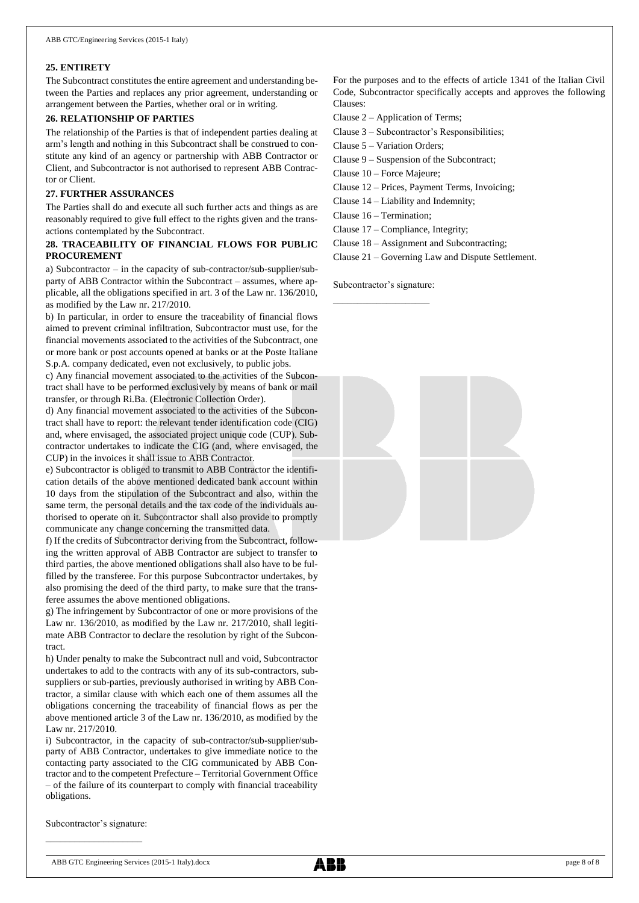## 25. ENTIRETY

The Subcontract constitutes the entire agreement and understanding between the Parties and replaces any prior agreement, understanding or arrangement between the Parties, whether oral or in writing.

## 26. RELATIONSHIP OF PARTIES

The relationship of the Parties is that of independent parties dealing at arm's length and nothing in this Subcontract shall be construed to constitute any kind of an agency or partnership with ABB Contractor or Client, and Subcontractor is not authorised to represent ABB Contractor or Client.

## 27. FURTHER ASSURANCES

The Parties shall do and execute all such further acts and things as are reasonably required to give full effect to the rights given and the transactions contemplated by the Subcontract.

## 28. TRACEABILITY OF FINANCIAL FLOWS FOR PUBLIC PROCUREMENT

a) Subcontractor – in the capacity of sub-contractor/sub-supplier/sub-party of ABB Contractor within the Subcontract – assumes, where applicable, all the obligations specified in art. 3 of the Law nr. 136/2010, as modified by the Law nr. 217/2010.

b) In particular, in order to ensure the traceability of financial flows aimed to prevent criminal infiltration, Subcontractor must use, for the financial movements associated to the activities of the Subcontract, one or more bank or post accounts opened at banks or at the Poste Italiane S.p.A. company dedicated, even not exclusively, to public jobs.

c) Any financial movement associated to the activities of the Subcontract shall have to be performed exclusively by means of bank or mail transfer, or through Ri.Ba. (Electronic Collection Order).

d) Any financial movement associated to the activities of the Subcontract shall have to report: the relevant tender identification code (CIG) and, where envisaged, the associated project unique code (CUP). Subcontractor undertakes to indicate the CIG (and, where envisaged, the CUP) in the invoices it shall issue to ABB Contractor.

e) Subcontractor is obliged to transmit to ABB Contractor the identification details of the above mentioned dedicated bank account within 10 days from the stipulation of the Subcontract and also, within the same term, the personal details and the tax code of the individuals authorised to operate on it. Subcontractor shall also provide to promptly communicate any change concerning the transmitted data.

f) If the credits of Subcontractor deriving from the Subcontract, following the written approval of ABB Contractor are subject to transfer to third parties, the above mentioned obligations shall also have to be fulfilled by the transferee. For this purpose Subcontractor undertakes, by also promising the deed of the third party, to make sure that the transferee assumes the above mentioned obligations.

g) The infringement by Subcontractor of one or more provisions of the Law nr. 136/2010, as modified by the Law nr. 217/2010, shall legitimate ABB Contractor to declare the resolution by right of the Subcontract.

h) Under penalty to make the Subcontract null and void, Subcontractor undertakes to add to the contracts with any of its sub-contractors, sub-suppliers or sub-parties, previously authorised in writing by ABB Contractor, a similar clause with which each one of them assumes all the obligations concerning the traceability of financial flows as per the above mentioned article 3 of the Law nr. 136/2010, as modified by the Law nr. 217/2010.

i) Subcontractor, in the capacity of sub-contractor/sub-supplier/sub-party of ABB Contractor, undertakes to give immediate notice to the contacting party associated to the CIG communicated by ABB Contractor and to the competent Prefecture – Territorial Government Office – of the failure of its counterpart to comply with financial traceability obligations.

Subcontractor's signature:

\_\_\_\_\_\_\_\_\_\_\_\_\_\_\_\_\_\_\_\_

For the purposes and to the effects of article 1341 of the Italian Civil Code, Subcontractor specifically accepts and approves the following Clauses:

Clause 2 – Application of Terms;

Clause 3 – Subcontractor's Responsibilities;

Clause 5 – Variation Orders;

Clause 9 – Suspension of the Subcontract;

Clause 10 – Force Majeure;

Clause 12 – Prices, Payment Terms, Invoicing;

Clause 14 – Liability and Indemnity;

Clause 16 – Termination;

Clause 17 – Compliance, Integrity;

Clause 18 – Assignment and Subcontracting;

Clause 21 – Governing Law and Dispute Settlement.

Subcontractor's signature:

\_\_\_\_\_\_\_\_\_\_\_\_\_\_\_\_\_\_\_\_